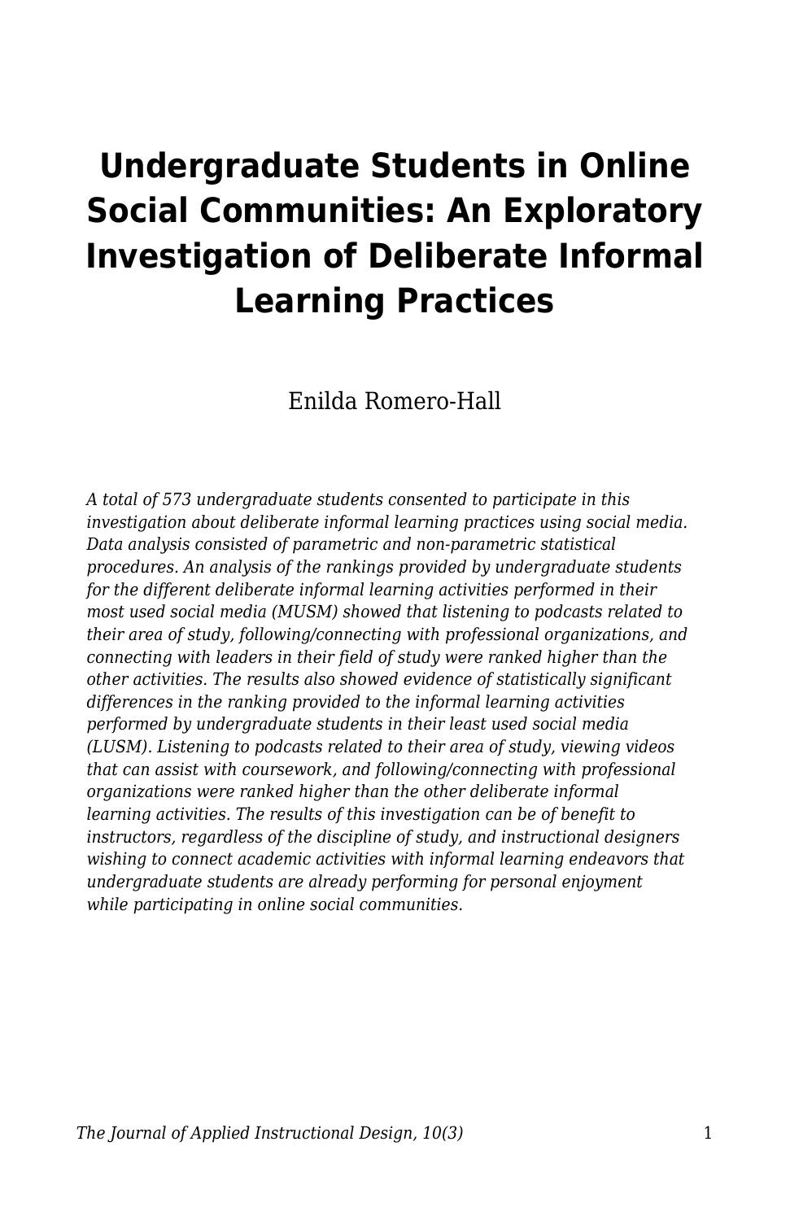# Undergraduate Students in Online Social Communities: An Exploratory Investigation of Deliberate Informal Learning Practices

Enilda Romero-Hall

*A total of 573 undergraduate students consented to participate in this investigation about deliberate informal learning practices using social media. Data analysis consisted of parametric and non-parametric statistical procedures. An analysis of the rankings provided by undergraduate students for the different deliberate informal learning activities performed in their most used social media (MUSM) showed that listening to podcasts related to their area of study, following/connecting with professional organizations, and connecting with leaders in their field of study were ranked higher than the other activities. The results also showed evidence of statistically significant differences in the ranking provided to the informal learning activities performed by undergraduate students in their least used social media (LUSM). Listening to podcasts related to their area of study, viewing videos that can assist with coursework, and following/connecting with professional organizations were ranked higher than the other deliberate informal learning activities. The results of this investigation can be of benefit to instructors, regardless of the discipline of study, and instructional designers wishing to connect academic activities with informal learning endeavors that undergraduate students are already performing for personal enjoyment while participating in online social communities.*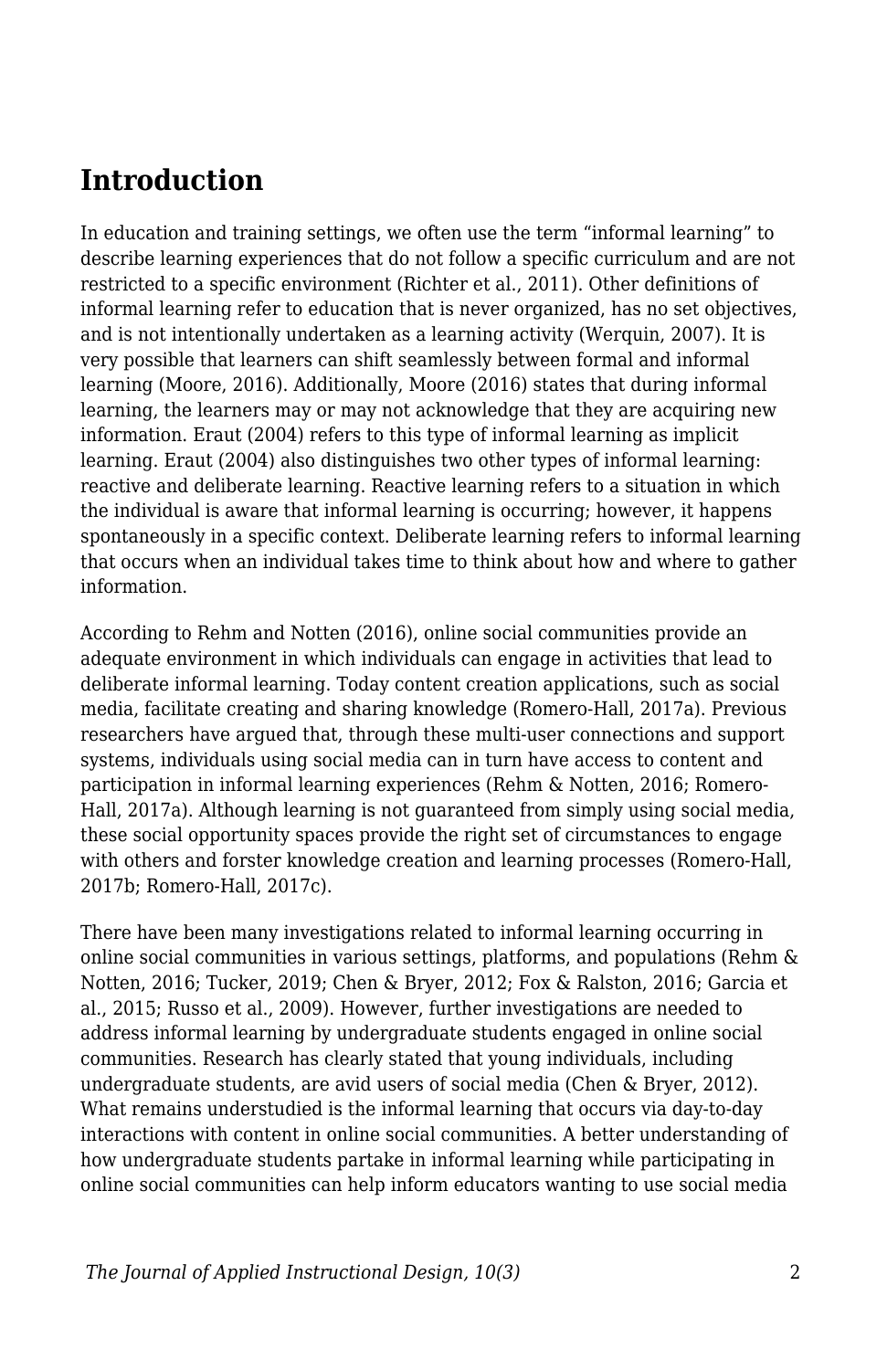## Introduction

In education and training settings, we often use the term "informal learning" to describe learning experiences that do not follow a specific curriculum and are not restricted to a specific environment (Richter et al., 2011). Other definitions of informal learning refer to education that is never organized, has no set objectives, and is not intentionally undertaken as a learning activity (Werquin, 2007). It is very possible that learners can shift seamlessly between formal and informal learning (Moore, 2016). Additionally, Moore (2016) states that during informal learning, the learners may or may not acknowledge that they are acquiring new information. Eraut (2004) refers to this type of informal learning as implicit learning. Eraut (2004) also distinguishes two other types of informal learning: reactive and deliberate learning. Reactive learning refers to a situation in which the individual is aware that informal learning is occurring; however, it happens spontaneously in a specific context. Deliberate learning refers to informal learning that occurs when an individual takes time to think about how and where to gather information.

According to Rehm and Notten (2016), online social communities provide an adequate environment in which individuals can engage in activities that lead to deliberate informal learning. Today content creation applications, such as social media, facilitate creating and sharing knowledge (Romero-Hall, 2017a). Previous researchers have argued that, through these multi-user connections and support systems, individuals using social media can in turn have access to content and participation in informal learning experiences (Rehm & Notten, 2016; Romero-Hall, 2017a). Although learning is not guaranteed from simply using social media, these social opportunity spaces provide the right set of circumstances to engage with others and forster knowledge creation and learning processes (Romero-Hall, 2017b; Romero-Hall, 2017c).

There have been many investigations related to informal learning occurring in online social communities in various settings, platforms, and populations (Rehm & Notten, 2016; Tucker, 2019; Chen & Bryer, 2012; Fox & Ralston, 2016; Garcia et al., 2015; Russo et al., 2009). However, further investigations are needed to address informal learning by undergraduate students engaged in online social communities. Research has clearly stated that young individuals, including undergraduate students, are avid users of social media (Chen & Bryer, 2012). What remains understudied is the informal learning that occurs via day-to-day interactions with content in online social communities. A better understanding of how undergraduate students partake in informal learning while participating in online social communities can help inform educators wanting to use social media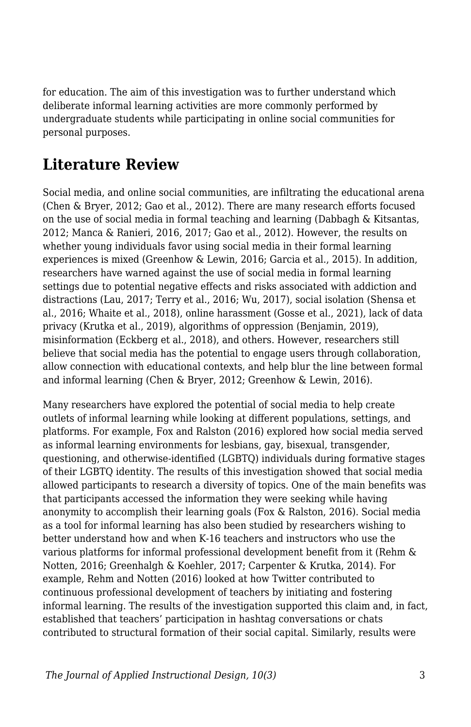for education. The aim of this investigation was to further understand which deliberate informal learning activities are more commonly performed by undergraduate students while participating in online social communities for personal purposes.

## Literature Review

Social media, and online social communities, are infiltrating the educational arena (Chen & Bryer, 2012; Gao et al., 2012). There are many research efforts focused on the use of social media in formal teaching and learning (Dabbagh & Kitsantas, 2012; Manca & Ranieri, 2016, 2017; Gao et al., 2012). However, the results on whether young individuals favor using social media in their formal learning experiences is mixed (Greenhow & Lewin, 2016; Garcia et al., 2015). In addition, researchers have warned against the use of social media in formal learning settings due to potential negative effects and risks associated with addiction and distractions (Lau, 2017; Terry et al., 2016; Wu, 2017), social isolation (Shensa et al., 2016; Whaite et al., 2018), online harassment (Gosse et al., 2021), lack of data privacy (Krutka et al., 2019), algorithms of oppression (Benjamin, 2019), misinformation (Eckberg et al., 2018), and others. However, researchers still believe that social media has the potential to engage users through collaboration, allow connection with educational contexts, and help blur the line between formal and informal learning (Chen & Bryer, 2012; Greenhow & Lewin, 2016).

Many researchers have explored the potential of social media to help create outlets of informal learning while looking at different populations, settings, and platforms. For example, Fox and Ralston (2016) explored how social media served as informal learning environments for lesbians, gay, bisexual, transgender, questioning, and otherwise-identified (LGBTQ) individuals during formative stages of their LGBTQ identity. The results of this investigation showed that social media allowed participants to research a diversity of topics. One of the main benefits was that participants accessed the information they were seeking while having anonymity to accomplish their learning goals (Fox & Ralston, 2016). Social media as a tool for informal learning has also been studied by researchers wishing to better understand how and when K-16 teachers and instructors who use the various platforms for informal professional development benefit from it (Rehm & Notten, 2016; Greenhalgh & Koehler, 2017; Carpenter & Krutka, 2014). For example, Rehm and Notten (2016) looked at how Twitter contributed to continuous professional development of teachers by initiating and fostering informal learning. The results of the investigation supported this claim and, in fact, established that teachers' participation in hashtag conversations or chats contributed to structural formation of their social capital. Similarly, results were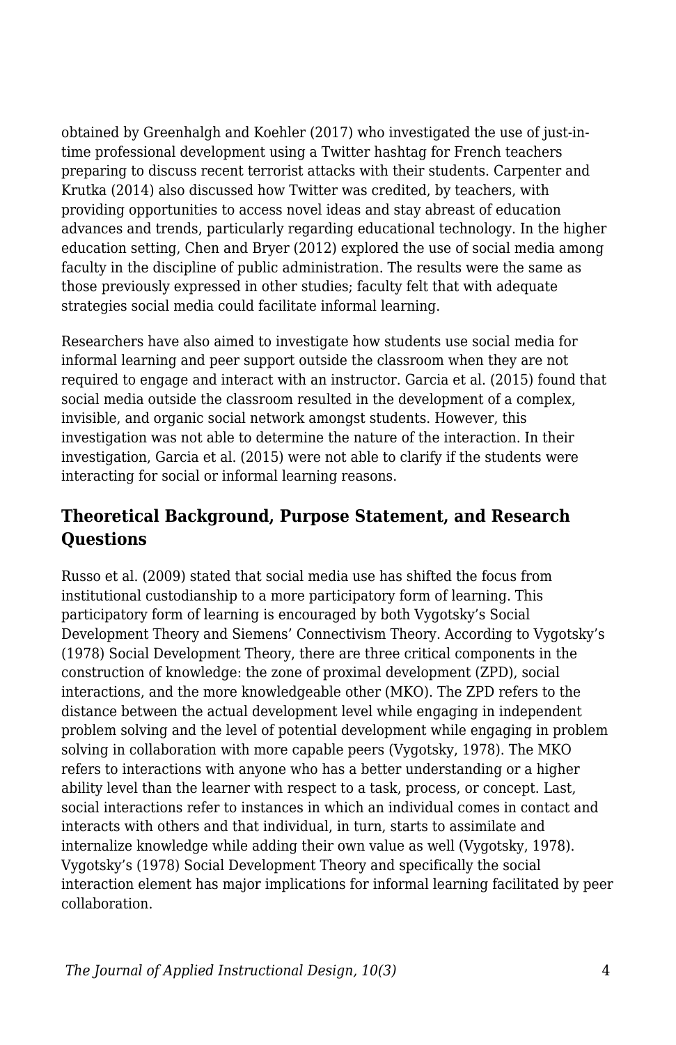obtained by Greenhalgh and Koehler (2017) who investigated the use of just-in-time professional development using a Twitter hashtag for French teachers preparing to discuss recent terrorist attacks with their students. Carpenter and Krutka (2014) also discussed how Twitter was credited, by teachers, with providing opportunities to access novel ideas and stay abreast of education advances and trends, particularly regarding educational technology. In the higher education setting, Chen and Bryer (2012) explored the use of social media among faculty in the discipline of public administration. The results were the same as those previously expressed in other studies; faculty felt that with adequate strategies social media could facilitate informal learning.

Researchers have also aimed to investigate how students use social media for informal learning and peer support outside the classroom when they are not required to engage and interact with an instructor. Garcia et al. (2015) found that social media outside the classroom resulted in the development of a complex, invisible, and organic social network amongst students. However, this investigation was not able to determine the nature of the interaction. In their investigation, Garcia et al. (2015) were not able to clarify if the students were interacting for social or informal learning reasons.

## Theoretical Background, Purpose Statement, and Research Questions

Russo et al. (2009) stated that social media use has shifted the focus from institutional custodianship to a more participatory form of learning. This participatory form of learning is encouraged by both Vygotsky's Social Development Theory and Siemens' Connectivism Theory. According to Vygotsky's (1978) Social Development Theory, there are three critical components in the construction of knowledge: the zone of proximal development (ZPD), social interactions, and the more knowledgeable other (MKO). The ZPD refers to the distance between the actual development level while engaging in independent problem solving and the level of potential development while engaging in problem solving in collaboration with more capable peers (Vygotsky, 1978). The MKO refers to interactions with anyone who has a better understanding or a higher ability level than the learner with respect to a task, process, or concept. Last, social interactions refer to instances in which an individual comes in contact and interacts with others and that individual, in turn, starts to assimilate and internalize knowledge while adding their own value as well (Vygotsky, 1978). Vygotsky's (1978) Social Development Theory and specifically the social interaction element has major implications for informal learning facilitated by peer collaboration.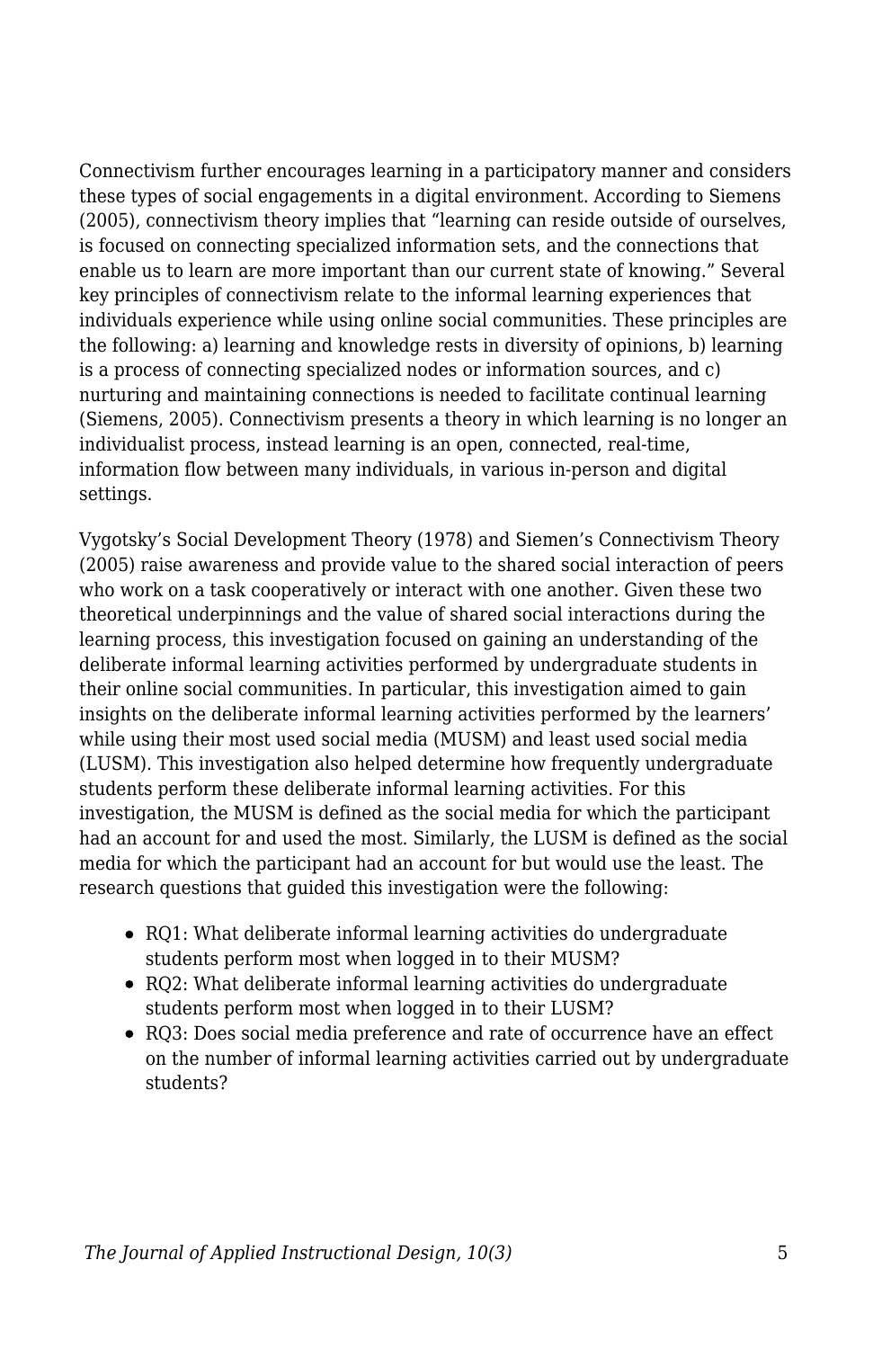Connectivism further encourages learning in a participatory manner and considers these types of social engagements in a digital environment. According to Siemens (2005), connectivism theory implies that “learning can reside outside of ourselves, is focused on connecting specialized information sets, and the connections that enable us to learn are more important than our current state of knowing.” Several key principles of connectivism relate to the informal learning experiences that individuals experience while using online social communities. These principles are the following: a) learning and knowledge rests in diversity of opinions, b) learning is a process of connecting specialized nodes or information sources, and c) nurturing and maintaining connections is needed to facilitate continual learning (Siemens, 2005). Connectivism presents a theory in which learning is no longer an individualist process, instead learning is an open, connected, real-time, information flow between many individuals, in various in-person and digital settings.

Vygotsky’s Social Development Theory (1978) and Siemen’s Connectivism Theory (2005) raise awareness and provide value to the shared social interaction of peers who work on a task cooperatively or interact with one another. Given these two theoretical underpinnings and the value of shared social interactions during the learning process, this investigation focused on gaining an understanding of the deliberate informal learning activities performed by undergraduate students in their online social communities. In particular, this investigation aimed to gain insights on the deliberate informal learning activities performed by the learners’ while using their most used social media (MUSM) and least used social media (LUSM). This investigation also helped determine how frequently undergraduate students perform these deliberate informal learning activities. For this investigation, the MUSM is defined as the social media for which the participant had an account for and used the most. Similarly, the LUSM is defined as the social media for which the participant had an account for but would use the least. The research questions that guided this investigation were the following:

- RQ1: What deliberate informal learning activities do undergraduate students perform most when logged in to their MUSM?
- RQ2: What deliberate informal learning activities do undergraduate students perform most when logged in to their LUSM?
- RQ3: Does social media preference and rate of occurrence have an effect on the number of informal learning activities carried out by undergraduate students?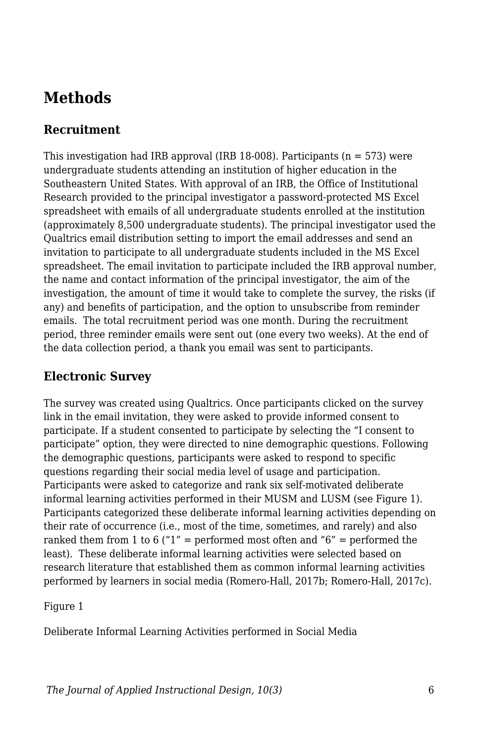# Methods

## Recruitment

This investigation had IRB approval (IRB 18-008). Participants (n = 573) were undergraduate students attending an institution of higher education in the Southeastern United States. With approval of an IRB, the Office of Institutional Research provided to the principal investigator a password-protected MS Excel spreadsheet with emails of all undergraduate students enrolled at the institution (approximately 8,500 undergraduate students). The principal investigator used the Qualtrics email distribution setting to import the email addresses and send an invitation to participate to all undergraduate students included in the MS Excel spreadsheet. The email invitation to participate included the IRB approval number, the name and contact information of the principal investigator, the aim of the investigation, the amount of time it would take to complete the survey, the risks (if any) and benefits of participation, and the option to unsubscribe from reminder emails. The total recruitment period was one month. During the recruitment period, three reminder emails were sent out (one every two weeks). At the end of the data collection period, a thank you email was sent to participants.

## Electronic Survey

The survey was created using Qualtrics. Once participants clicked on the survey link in the email invitation, they were asked to provide informed consent to participate. If a student consented to participate by selecting the "I consent to participate" option, they were directed to nine demographic questions. Following the demographic questions, participants were asked to respond to specific questions regarding their social media level of usage and participation. Participants were asked to categorize and rank six self-motivated deliberate informal learning activities performed in their MUSM and LUSM (see Figure 1). Participants categorized these deliberate informal learning activities depending on their rate of occurrence (i.e., most of the time, sometimes, and rarely) and also ranked them from 1 to 6 ("1" = performed most often and "6" = performed the least). These deliberate informal learning activities were selected based on research literature that established them as common informal learning activities performed by learners in social media (Romero-Hall, 2017b; Romero-Hall, 2017c).

Figure 1

Deliberate Informal Learning Activities performed in Social Media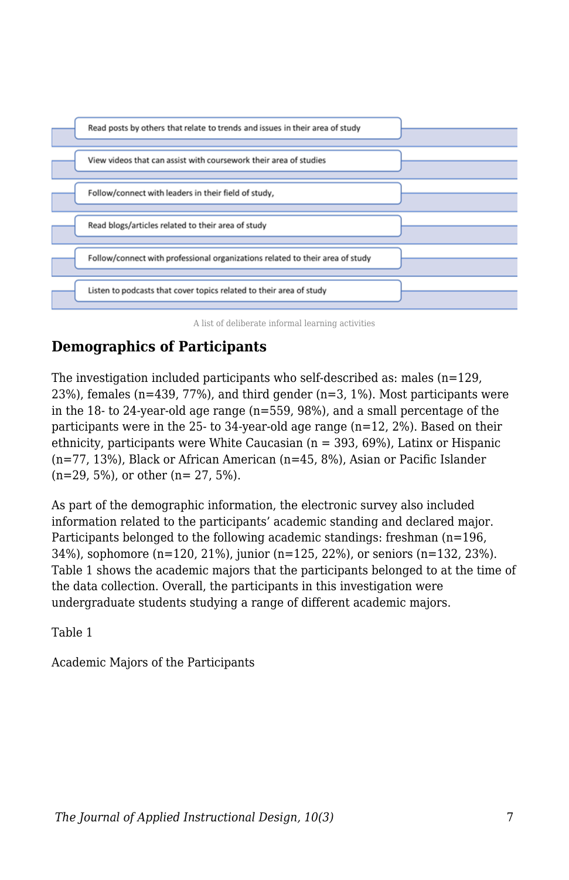Read posts by others that relate to trends and issues in their area of study

View videos that can assist with coursework their area of studies

Follow/connect with leaders in their field of study,

Read blogs/articles related to their area of study

Follow/connect with professional organizations related to their area of study

Listen to podcasts that cover topics related to their area of study

A list of deliberate informal learning activities

## Demographics of Participants

The investigation included participants who self-described as: males (n=129, 23%), females (n=439, 77%), and third gender (n=3, 1%). Most participants were in the 18- to 24-year-old age range (n=559, 98%), and a small percentage of the participants were in the 25- to 34-year-old age range (n=12, 2%). Based on their ethnicity, participants were White Caucasian (n = 393, 69%), Latinx or Hispanic (n=77, 13%), Black or African American (n=45, 8%), Asian or Pacific Islander (n=29, 5%), or other (n= 27, 5%).

As part of the demographic information, the electronic survey also included information related to the participants' academic standing and declared major. Participants belonged to the following academic standings: freshman (n=196, 34%), sophomore (n=120, 21%), junior (n=125, 22%), or seniors (n=132, 23%). Table 1 shows the academic majors that the participants belonged to at the time of the data collection. Overall, the participants in this investigation were undergraduate students studying a range of different academic majors.

Table 1

Academic Majors of the Participants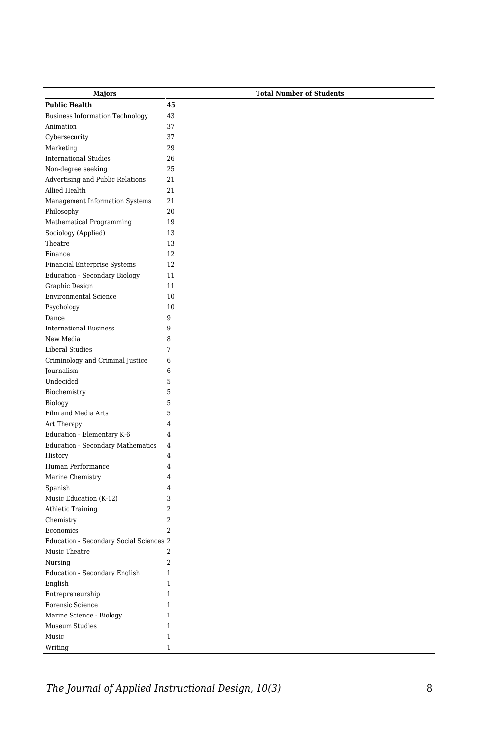| Majors | Total Number of Students |
|---|---|
| **Public Health** | **45** |
| Business Information Technology | 43 |
| Animation | 37 |
| Cybersecurity | 37 |
| Marketing | 29 |
| International Studies | 26 |
| Non-degree seeking | 25 |
| Advertising and Public Relations | 21 |
| Allied Health | 21 |
| Management Information Systems | 21 |
| Philosophy | 20 |
| Mathematical Programming | 19 |
| Sociology (Applied) | 13 |
| Theatre | 13 |
| Finance | 12 |
| Financial Enterprise Systems | 12 |
| Education - Secondary Biology | 11 |
| Graphic Design | 11 |
| Environmental Science | 10 |
| Psychology | 10 |
| Dance | 9 |
| International Business | 9 |
| New Media | 8 |
| Liberal Studies | 7 |
| Criminology and Criminal Justice | 6 |
| Journalism | 6 |
| Undecided | 5 |
| Biochemistry | 5 |
| Biology | 5 |
| Film and Media Arts | 5 |
| Art Therapy | 4 |
| Education - Elementary K-6 | 4 |
| Education - Secondary Mathematics | 4 |
| History | 4 |
| Human Performance | 4 |
| Marine Chemistry | 4 |
| Spanish | 4 |
| Music Education (K-12) | 3 |
| Athletic Training | 2 |
| Chemistry | 2 |
| Economics | 2 |
| Education - Secondary Social Sciences | 2 |
| Music Theatre | 2 |
| Nursing | 2 |
| Education - Secondary English | 1 |
| English | 1 |
| Entrepreneurship | 1 |
| Forensic Science | 1 |
| Marine Science - Biology | 1 |
| Museum Studies | 1 |
| Music | 1 |
| Writing | 1 |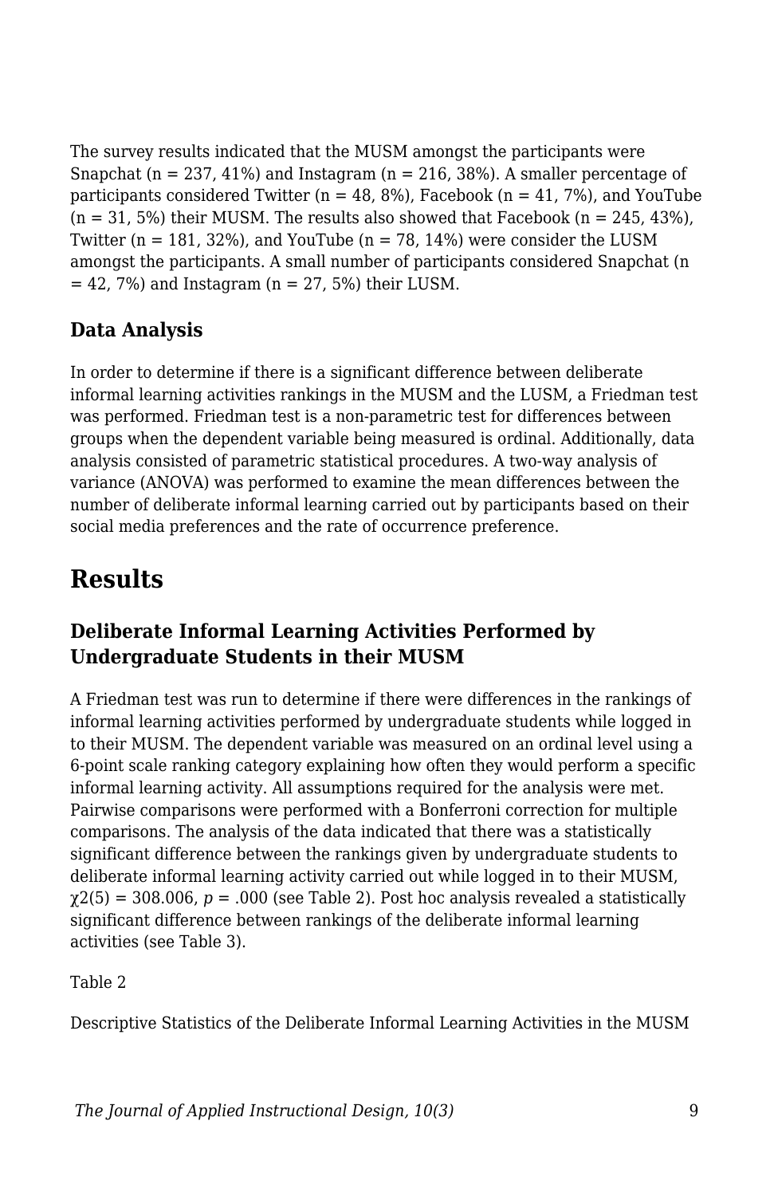The survey results indicated that the MUSM amongst the participants were Snapchat (n = 237, 41%) and Instagram (n = 216, 38%). A smaller percentage of participants considered Twitter (n = 48, 8%), Facebook (n = 41, 7%), and YouTube (n = 31, 5%) their MUSM. The results also showed that Facebook (n = 245, 43%), Twitter (n = 181, 32%), and YouTube (n = 78, 14%) were consider the LUSM amongst the participants. A small number of participants considered Snapchat (n = 42, 7%) and Instagram (n = 27, 5%) their LUSM.

### Data Analysis

In order to determine if there is a significant difference between deliberate informal learning activities rankings in the MUSM and the LUSM, a Friedman test was performed. Friedman test is a non-parametric test for differences between groups when the dependent variable being measured is ordinal. Additionally, data analysis consisted of parametric statistical procedures. A two-way analysis of variance (ANOVA) was performed to examine the mean differences between the number of deliberate informal learning carried out by participants based on their social media preferences and the rate of occurrence preference.

## Results

### Deliberate Informal Learning Activities Performed by Undergraduate Students in their MUSM

A Friedman test was run to determine if there were differences in the rankings of informal learning activities performed by undergraduate students while logged in to their MUSM. The dependent variable was measured on an ordinal level using a 6-point scale ranking category explaining how often they would perform a specific informal learning activity. All assumptions required for the analysis were met. Pairwise comparisons were performed with a Bonferroni correction for multiple comparisons. The analysis of the data indicated that there was a statistically significant difference between the rankings given by undergraduate students to deliberate informal learning activity carried out while logged in to their MUSM, $\chi2(5) = 308.006$, $p = .000$ (see Table 2). Post hoc analysis revealed a statistically significant difference between rankings of the deliberate informal learning activities (see Table 3).

Table 2

Descriptive Statistics of the Deliberate Informal Learning Activities in the MUSM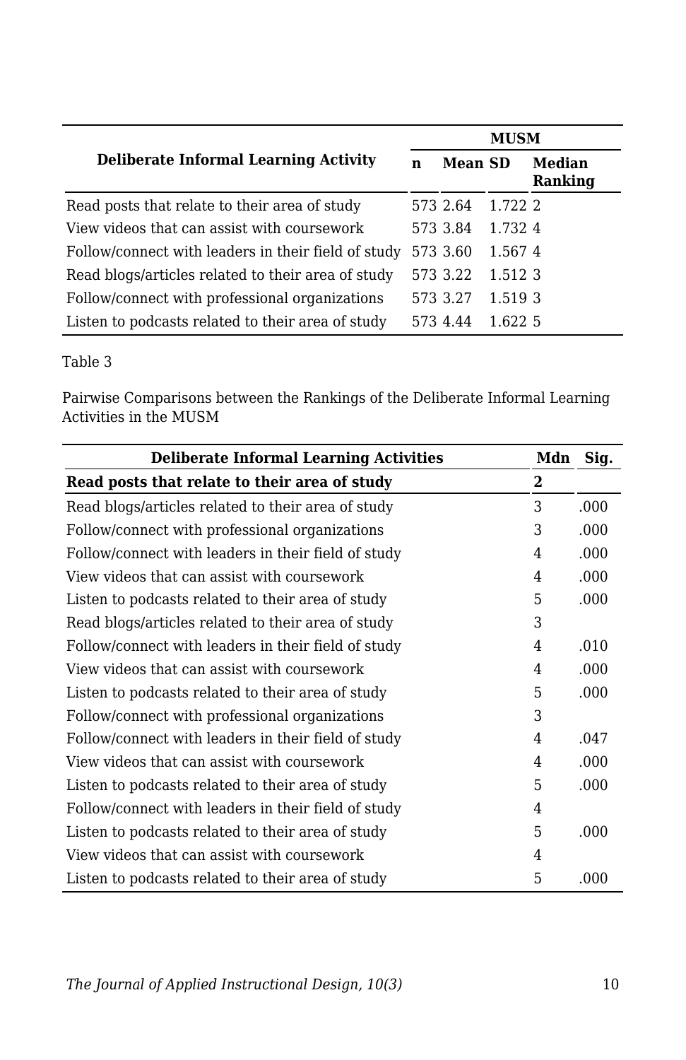| Deliberate Informal Learning Activity | MUSM | | | |
|---|---|---|---|---|
| | n | Mean | SD | Median Ranking |
| Read posts that relate to their area of study | 573 | 2.64 | 1.722 | 2 |
| View videos that can assist with coursework | 573 | 3.84 | 1.732 | 4 |
| Follow/connect with leaders in their field of study | 573 | 3.60 | 1.567 | 4 |
| Read blogs/articles related to their area of study | 573 | 3.22 | 1.512 | 3 |
| Follow/connect with professional organizations | 573 | 3.27 | 1.519 | 3 |
| Listen to podcasts related to their area of study | 573 | 4.44 | 1.622 | 5 |

Table 3

Pairwise Comparisons between the Rankings of the Deliberate Informal Learning Activities in the MUSM

| Deliberate Informal Learning Activities | Mdn | Sig. |
|---|---|---|
| **Read posts that relate to their area of study** | **2** | |
| Read blogs/articles related to their area of study | 3 | .000 |
| Follow/connect with professional organizations | 3 | .000 |
| Follow/connect with leaders in their field of study | 4 | .000 |
| View videos that can assist with coursework | 4 | .000 |
| Listen to podcasts related to their area of study | 5 | .000 |
| Read blogs/articles related to their area of study | 3 | |
| Follow/connect with leaders in their field of study | 4 | .010 |
| View videos that can assist with coursework | 4 | .000 |
| Listen to podcasts related to their area of study | 5 | .000 |
| Follow/connect with professional organizations | 3 | |
| Follow/connect with leaders in their field of study | 4 | .047 |
| View videos that can assist with coursework | 4 | .000 |
| Listen to podcasts related to their area of study | 5 | .000 |
| Follow/connect with leaders in their field of study | 4 | |
| Listen to podcasts related to their area of study | 5 | .000 |
| View videos that can assist with coursework | 4 | |
| Listen to podcasts related to their area of study | 5 | .000 |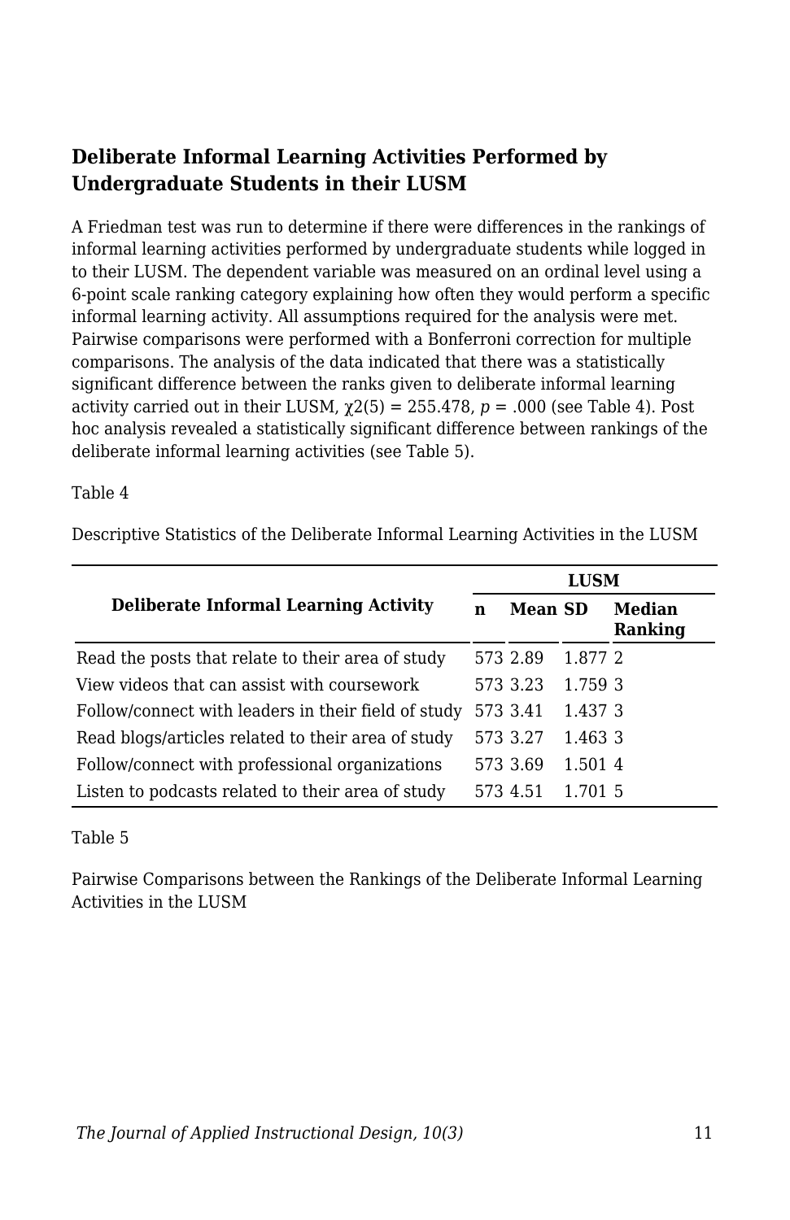### Deliberate Informal Learning Activities Performed by Undergraduate Students in their LUSM

A Friedman test was run to determine if there were differences in the rankings of informal learning activities performed by undergraduate students while logged in to their LUSM. The dependent variable was measured on an ordinal level using a 6-point scale ranking category explaining how often they would perform a specific informal learning activity. All assumptions required for the analysis were met. Pairwise comparisons were performed with a Bonferroni correction for multiple comparisons. The analysis of the data indicated that there was a statistically significant difference between the ranks given to deliberate informal learning activity carried out in their LUSM, $\chi2(5) = 255.478$, $p = .000$ (see Table 4). Post hoc analysis revealed a statistically significant difference between rankings of the deliberate informal learning activities (see Table 5).

Table 4

Descriptive Statistics of the Deliberate Informal Learning Activities in the LUSM

| **Deliberate Informal Learning Activity** | **LUSM** | | | |
|---|---|---|---|---|
| | **n** | **Mean** | **SD** | **Median Ranking** |
| Read the posts that relate to their area of study | 573 | 2.89 | 1.877 | 2 |
| View videos that can assist with coursework | 573 | 3.23 | 1.759 | 3 |
| Follow/connect with leaders in their field of study | 573 | 3.41 | 1.437 | 3 |
| Read blogs/articles related to their area of study | 573 | 3.27 | 1.463 | 3 |
| Follow/connect with professional organizations | 573 | 3.69 | 1.501 | 4 |
| Listen to podcasts related to their area of study | 573 | 4.51 | 1.701 | 5 |

Table 5

Pairwise Comparisons between the Rankings of the Deliberate Informal Learning Activities in the LUSM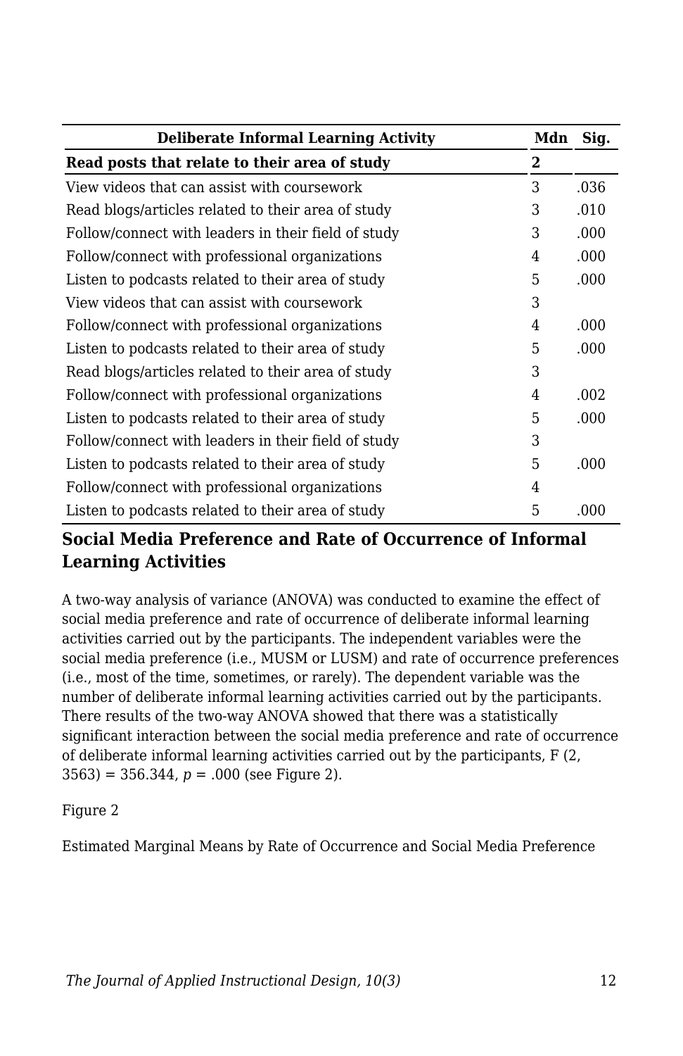| Deliberate Informal Learning Activity | Mdn | Sig. |
|---|---|---|
| **Read posts that relate to their area of study** | **2** | |
| View videos that can assist with coursework | 3 | .036 |
| Read blogs/articles related to their area of study | 3 | .010 |
| Follow/connect with leaders in their field of study | 3 | .000 |
| Follow/connect with professional organizations | 4 | .000 |
| Listen to podcasts related to their area of study | 5 | .000 |
| View videos that can assist with coursework | 3 | |
| Follow/connect with professional organizations | 4 | .000 |
| Listen to podcasts related to their area of study | 5 | .000 |
| Read blogs/articles related to their area of study | 3 | |
| Follow/connect with professional organizations | 4 | .002 |
| Listen to podcasts related to their area of study | 5 | .000 |
| Follow/connect with leaders in their field of study | 3 | |
| Listen to podcasts related to their area of study | 5 | .000 |
| Follow/connect with professional organizations | 4 | |
| Listen to podcasts related to their area of study | 5 | .000 |

### Social Media Preference and Rate of Occurrence of Informal Learning Activities

A two-way analysis of variance (ANOVA) was conducted to examine the effect of social media preference and rate of occurrence of deliberate informal learning activities carried out by the participants. The independent variables were the social media preference (i.e., MUSM or LUSM) and rate of occurrence preferences (i.e., most of the time, sometimes, or rarely). The dependent variable was the number of deliberate informal learning activities carried out by the participants. There results of the two-way ANOVA showed that there was a statistically significant interaction between the social media preference and rate of occurrence of deliberate informal learning activities carried out by the participants, $F(2, 3563) = 356.344$, $p = .000$ (see Figure 2).

Figure 2

Estimated Marginal Means by Rate of Occurrence and Social Media Preference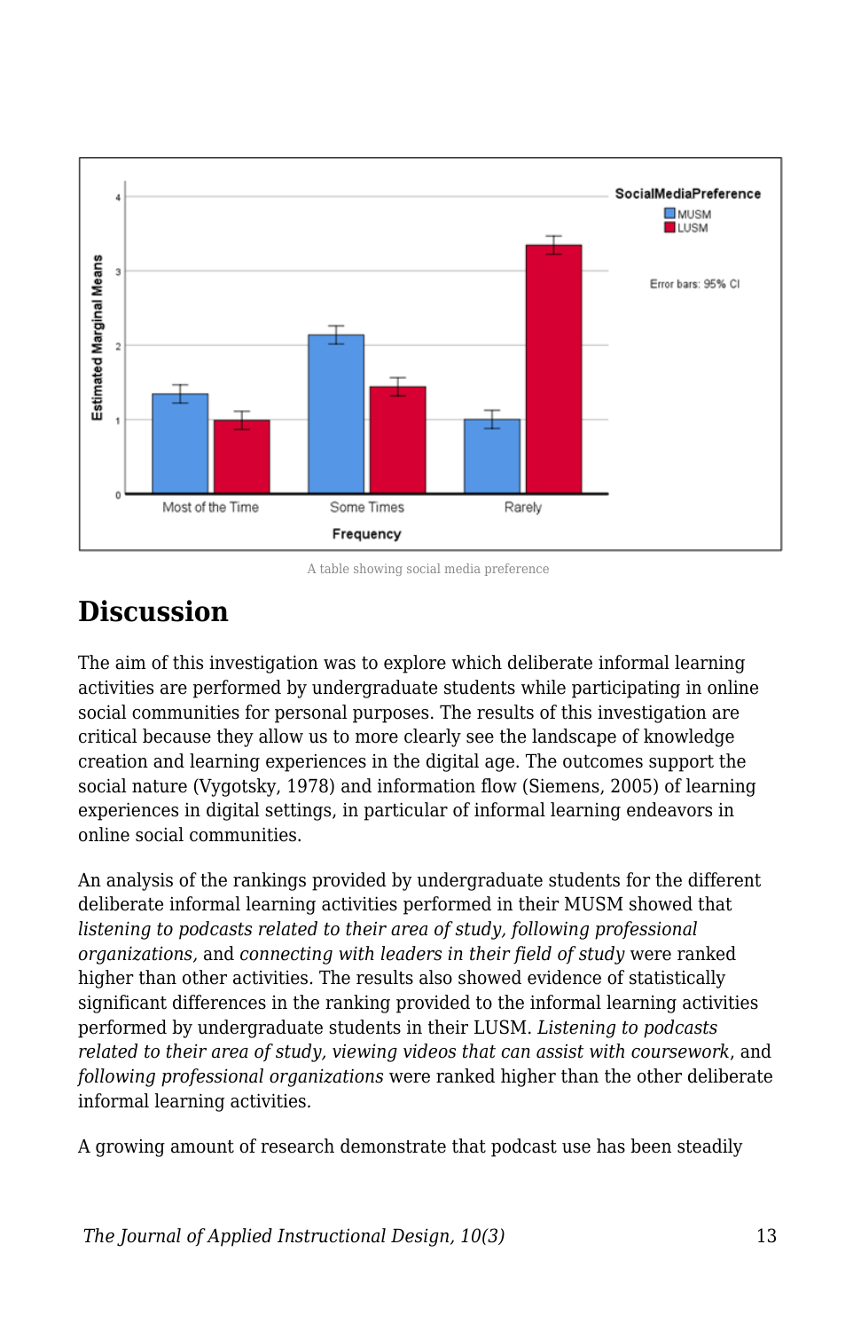A table showing social media preference

## Discussion

The aim of this investigation was to explore which deliberate informal learning activities are performed by undergraduate students while participating in online social communities for personal purposes. The results of this investigation are critical because they allow us to more clearly see the landscape of knowledge creation and learning experiences in the digital age. The outcomes support the social nature (Vygotsky, 1978) and information flow (Siemens, 2005) of learning experiences in digital settings, in particular of informal learning endeavors in online social communities.

An analysis of the rankings provided by undergraduate students for the different deliberate informal learning activities performed in their MUSM showed that *listening to podcasts related to their area of study, following professional organizations,* and *connecting with leaders in their field of study* were ranked higher than other activities. The results also showed evidence of statistically significant differences in the ranking provided to the informal learning activities performed by undergraduate students in their LUSM. *Listening to podcasts related to their area of study, viewing videos that can assist with coursework*, and *following professional organizations* were ranked higher than the other deliberate informal learning activities.

A growing amount of research demonstrate that podcast use has been steadily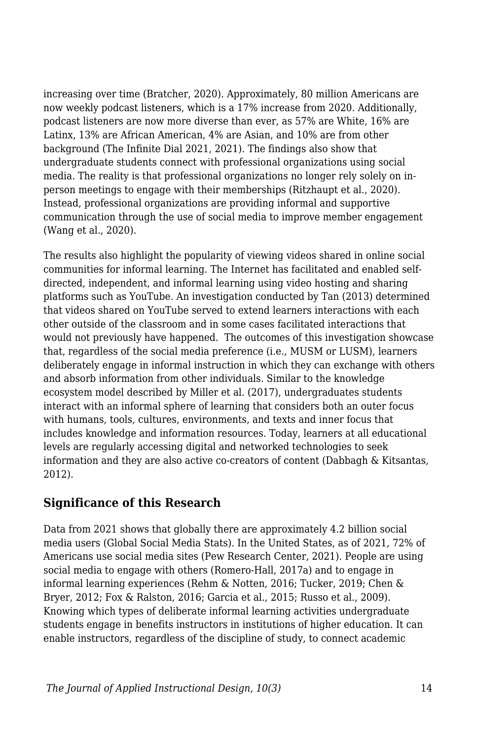increasing over time (Bratcher, 2020). Approximately, 80 million Americans are now weekly podcast listeners, which is a 17% increase from 2020. Additionally, podcast listeners are now more diverse than ever, as 57% are White, 16% are Latinx, 13% are African American, 4% are Asian, and 10% are from other background (The Infinite Dial 2021, 2021). The findings also show that undergraduate students connect with professional organizations using social media. The reality is that professional organizations no longer rely solely on in-person meetings to engage with their memberships (Ritzhaupt et al., 2020). Instead, professional organizations are providing informal and supportive communication through the use of social media to improve member engagement (Wang et al., 2020).

The results also highlight the popularity of viewing videos shared in online social communities for informal learning. The Internet has facilitated and enabled self-directed, independent, and informal learning using video hosting and sharing platforms such as YouTube. An investigation conducted by Tan (2013) determined that videos shared on YouTube served to extend learners interactions with each other outside of the classroom and in some cases facilitated interactions that would not previously have happened. The outcomes of this investigation showcase that, regardless of the social media preference (i.e., MUSM or LUSM), learners deliberately engage in informal instruction in which they can exchange with others and absorb information from other individuals. Similar to the knowledge ecosystem model described by Miller et al. (2017), undergraduates students interact with an informal sphere of learning that considers both an outer focus with humans, tools, cultures, environments, and texts and inner focus that includes knowledge and information resources. Today, learners at all educational levels are regularly accessing digital and networked technologies to seek information and they are also active co-creators of content (Dabbagh & Kitsantas, 2012).

## Significance of this Research

Data from 2021 shows that globally there are approximately 4.2 billion social media users (Global Social Media Stats). In the United States, as of 2021, 72% of Americans use social media sites (Pew Research Center, 2021). People are using social media to engage with others (Romero-Hall, 2017a) and to engage in informal learning experiences (Rehm & Notten, 2016; Tucker, 2019; Chen & Bryer, 2012; Fox & Ralston, 2016; Garcia et al., 2015; Russo et al., 2009). Knowing which types of deliberate informal learning activities undergraduate students engage in benefits instructors in institutions of higher education. It can enable instructors, regardless of the discipline of study, to connect academic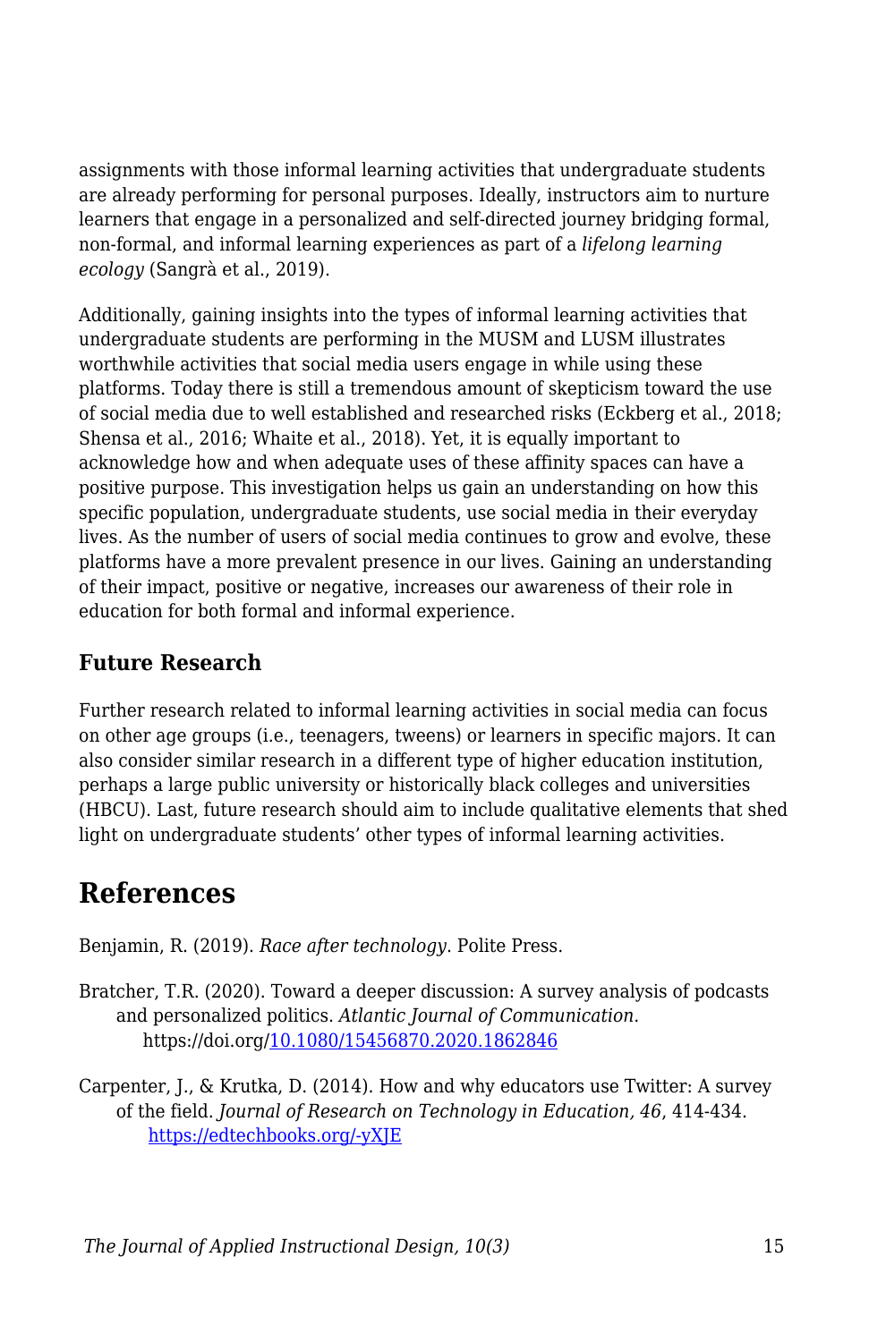assignments with those informal learning activities that undergraduate students are already performing for personal purposes. Ideally, instructors aim to nurture learners that engage in a personalized and self-directed journey bridging formal, non-formal, and informal learning experiences as part of a *lifelong learning ecology* (Sangrà et al., 2019).

Additionally, gaining insights into the types of informal learning activities that undergraduate students are performing in the MUSM and LUSM illustrates worthwhile activities that social media users engage in while using these platforms. Today there is still a tremendous amount of skepticism toward the use of social media due to well established and researched risks (Eckberg et al., 2018; Shensa et al., 2016; Whaite et al., 2018). Yet, it is equally important to acknowledge how and when adequate uses of these affinity spaces can have a positive purpose. This investigation helps us gain an understanding on how this specific population, undergraduate students, use social media in their everyday lives. As the number of users of social media continues to grow and evolve, these platforms have a more prevalent presence in our lives. Gaining an understanding of their impact, positive or negative, increases our awareness of their role in education for both formal and informal experience.

### Future Research

Further research related to informal learning activities in social media can focus on other age groups (i.e., teenagers, tweens) or learners in specific majors. It can also consider similar research in a different type of higher education institution, perhaps a large public university or historically black colleges and universities (HBCU). Last, future research should aim to include qualitative elements that shed light on undergraduate students' other types of informal learning activities.

## References

Benjamin, R. (2019). *Race after technology*. Polite Press.

Bratcher, T.R. (2020). Toward a deeper discussion: A survey analysis of podcasts and personalized politics. *Atlantic Journal of Communication*. https://doi.org/10.1080/15456870.2020.1862846

Carpenter, J., & Krutka, D. (2014). How and why educators use Twitter: A survey of the field. *Journal of Research on Technology in Education, 46*, 414-434. https://edtechbooks.org/-yXJE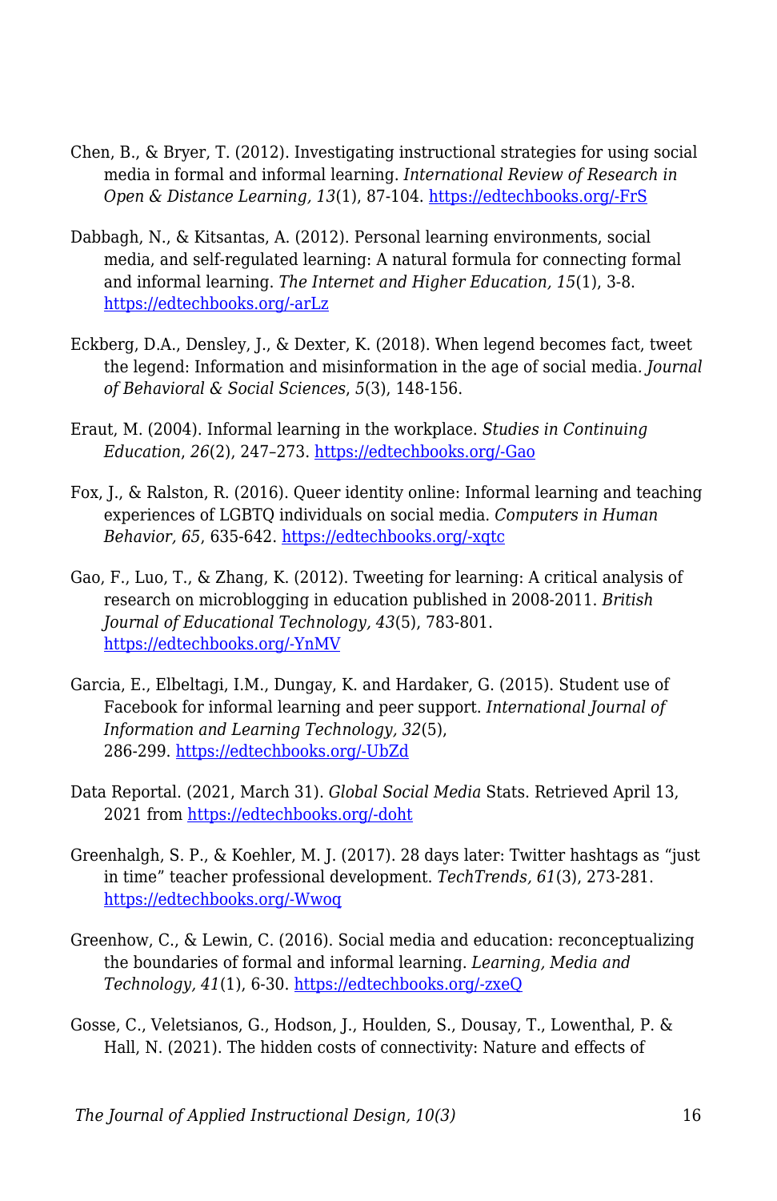Chen, B., & Bryer, T. (2012). Investigating instructional strategies for using social media in formal and informal learning. *International Review of Research in Open & Distance Learning, 13*(1), 87-104. https://edtechbooks.org/-FrS

Dabbagh, N., & Kitsantas, A. (2012). Personal learning environments, social media, and self-regulated learning: A natural formula for connecting formal and informal learning. *The Internet and Higher Education, 15*(1), 3-8. https://edtechbooks.org/-arLz

Eckberg, D.A., Densley, J., & Dexter, K. (2018). When legend becomes fact, tweet the legend: Information and misinformation in the age of social media. *Journal of Behavioral & Social Sciences*, *5*(3), 148-156.

Eraut, M. (2004). Informal learning in the workplace. *Studies in Continuing Education*, *26*(2), 247–273. https://edtechbooks.org/-Gao

Fox, J., & Ralston, R. (2016). Queer identity online: Informal learning and teaching experiences of LGBTQ individuals on social media. *Computers in Human Behavior, 65*, 635-642. https://edtechbooks.org/-xqtc

Gao, F., Luo, T., & Zhang, K. (2012). Tweeting for learning: A critical analysis of research on microblogging in education published in 2008-2011. *British Journal of Educational Technology, 43*(5), 783-801. https://edtechbooks.org/-YnMV

Garcia, E., Elbeltagi, I.M., Dungay, K. and Hardaker, G. (2015). Student use of Facebook for informal learning and peer support. *International Journal of Information and Learning Technology, 32*(5), 286-299. https://edtechbooks.org/-UbZd

Data Reportal. (2021, March 31). *Global Social Media* Stats. Retrieved April 13, 2021 from https://edtechbooks.org/-doht

Greenhalgh, S. P., & Koehler, M. J. (2017). 28 days later: Twitter hashtags as "just in time" teacher professional development. *TechTrends, 61*(3), 273-281. https://edtechbooks.org/-Wwoq

Greenhow, C., & Lewin, C. (2016). Social media and education: reconceptualizing the boundaries of formal and informal learning. *Learning, Media and Technology, 41*(1), 6-30. https://edtechbooks.org/-zxeQ

Gosse, C., Veletsianos, G., Hodson, J., Houlden, S., Dousay, T., Lowenthal, P. & Hall, N. (2021). The hidden costs of connectivity: Nature and effects of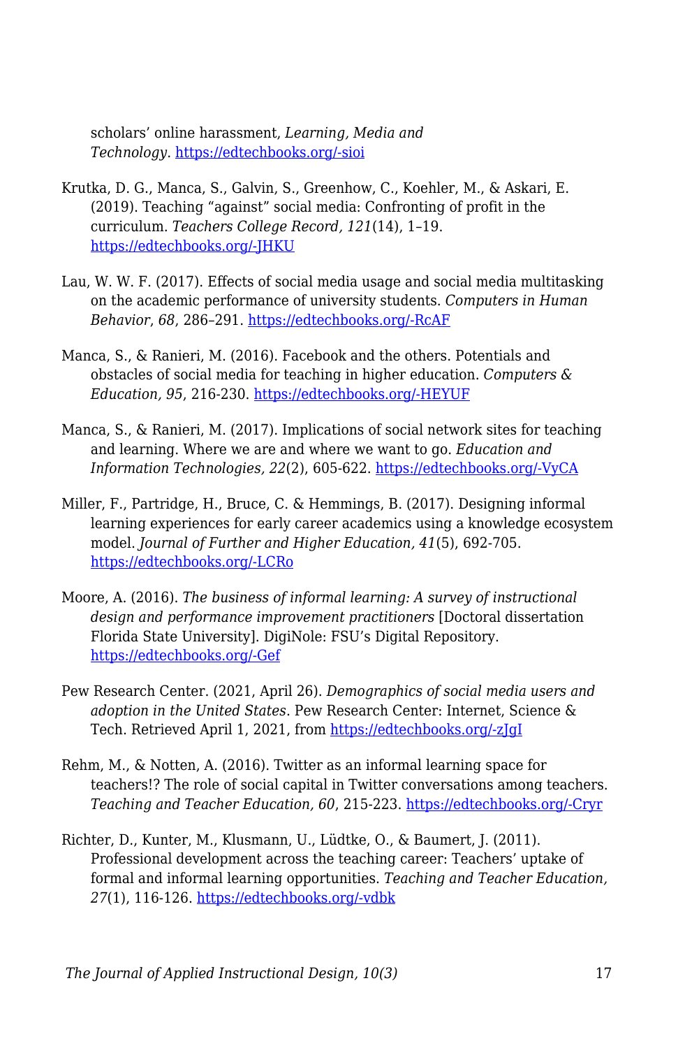scholars' online harassment, *Learning, Media and Technology*. https://edtechbooks.org/-sioi

Krutka, D. G., Manca, S., Galvin, S., Greenhow, C., Koehler, M., & Askari, E. (2019). Teaching "against" social media: Confronting of profit in the curriculum. *Teachers College Record, 121*(14), 1–19. https://edtechbooks.org/-JHKU

Lau, W. W. F. (2017). Effects of social media usage and social media multitasking on the academic performance of university students. *Computers in Human Behavior*, *68*, 286–291. https://edtechbooks.org/-RcAF

Manca, S., & Ranieri, M. (2016). Facebook and the others. Potentials and obstacles of social media for teaching in higher education. *Computers & Education, 95*, 216-230. https://edtechbooks.org/-HEYUF

Manca, S., & Ranieri, M. (2017). Implications of social network sites for teaching and learning. Where we are and where we want to go. *Education and Information Technologies, 22*(2), 605-622. https://edtechbooks.org/-VyCA

Miller, F., Partridge, H., Bruce, C. & Hemmings, B. (2017). Designing informal learning experiences for early career academics using a knowledge ecosystem model. *Journal of Further and Higher Education, 41*(5), 692-705. https://edtechbooks.org/-LCRo

Moore, A. (2016). *The business of informal learning: A survey of instructional design and performance improvement practitioners* [Doctoral dissertation Florida State University]. DigiNole: FSU's Digital Repository. https://edtechbooks.org/-Gef

Pew Research Center. (2021, April 26). *Demographics of social media users and adoption in the United States*. Pew Research Center: Internet, Science & Tech. Retrieved April 1, 2021, from https://edtechbooks.org/-zJgI

Rehm, M., & Notten, A. (2016). Twitter as an informal learning space for teachers!? The role of social capital in Twitter conversations among teachers. *Teaching and Teacher Education, 60*, 215-223. https://edtechbooks.org/-Cryr

Richter, D., Kunter, M., Klusmann, U., Lüdtke, O., & Baumert, J. (2011). Professional development across the teaching career: Teachers' uptake of formal and informal learning opportunities. *Teaching and Teacher Education, 27*(1), 116-126. https://edtechbooks.org/-vdbk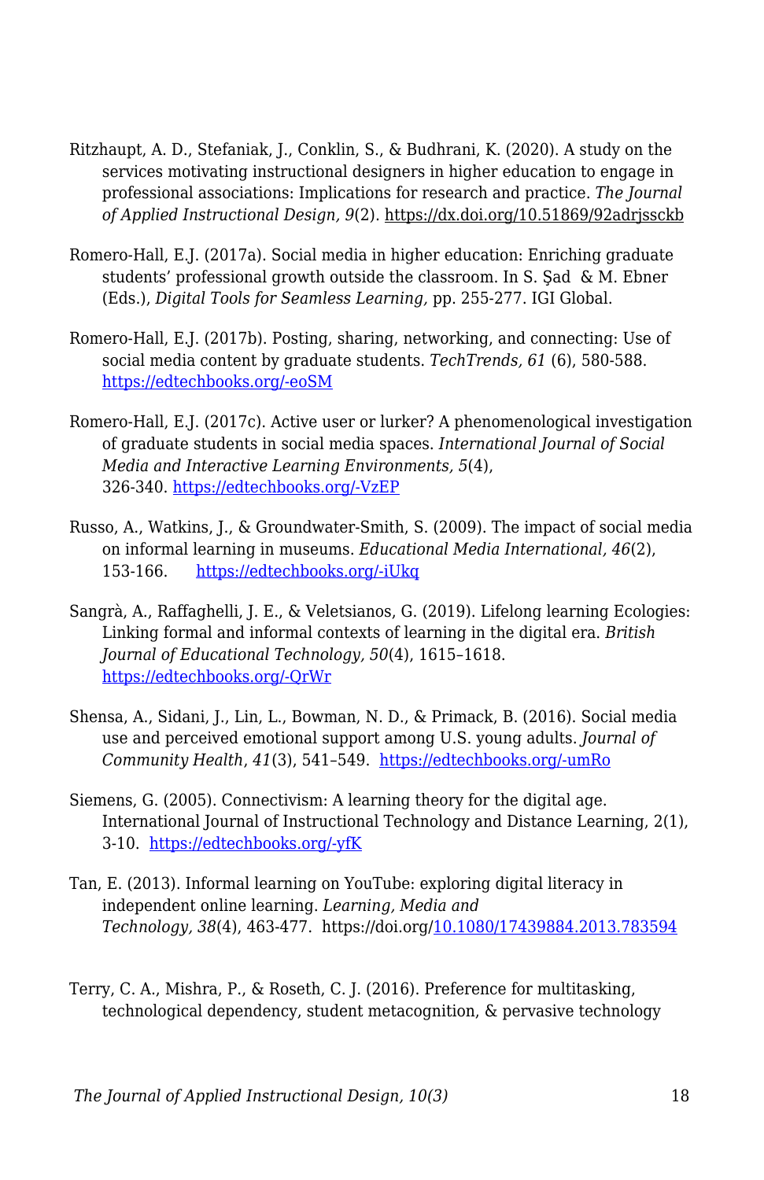Ritzhaupt, A. D., Stefaniak, J., Conklin, S., & Budhrani, K. (2020). A study on the services motivating instructional designers in higher education to engage in professional associations: Implications for research and practice. *The Journal of Applied Instructional Design, 9*(2). https://dx.doi.org/10.51869/92adrjssckb

Romero-Hall, E.J. (2017a). Social media in higher education: Enriching graduate students' professional growth outside the classroom. In S. Şad & M. Ebner (Eds.), *Digital Tools for Seamless Learning*, pp. 255-277. IGI Global.

Romero-Hall, E.J. (2017b). Posting, sharing, networking, and connecting: Use of social media content by graduate students. *TechTrends, 61* (6), 580-588. https://edtechbooks.org/-eoSM

Romero-Hall, E.J. (2017c). Active user or lurker? A phenomenological investigation of graduate students in social media spaces. *International Journal of Social Media and Interactive Learning Environments, 5*(4), 326-340. https://edtechbooks.org/-VzEP

Russo, A., Watkins, J., & Groundwater-Smith, S. (2009). The impact of social media on informal learning in museums. *Educational Media International, 46*(2), 153-166. https://edtechbooks.org/-iUkq

Sangrà, A., Raffaghelli, J. E., & Veletsianos, G. (2019). Lifelong learning Ecologies: Linking formal and informal contexts of learning in the digital era. *British Journal of Educational Technology, 50*(4), 1615–1618. https://edtechbooks.org/-QrWr

Shensa, A., Sidani, J., Lin, L., Bowman, N. D., & Primack, B. (2016). Social media use and perceived emotional support among U.S. young adults. *Journal of Community Health*, *41*(3), 541–549. https://edtechbooks.org/-umRo

Siemens, G. (2005). Connectivism: A learning theory for the digital age. International Journal of Instructional Technology and Distance Learning, 2(1), 3-10. https://edtechbooks.org/-yfK

Tan, E. (2013). Informal learning on YouTube: exploring digital literacy in independent online learning. *Learning, Media and Technology, 38*(4), 463-477. https://doi.org/10.1080/17439884.2013.783594

Terry, C. A., Mishra, P., & Roseth, C. J. (2016). Preference for multitasking, technological dependency, student metacognition, & pervasive technology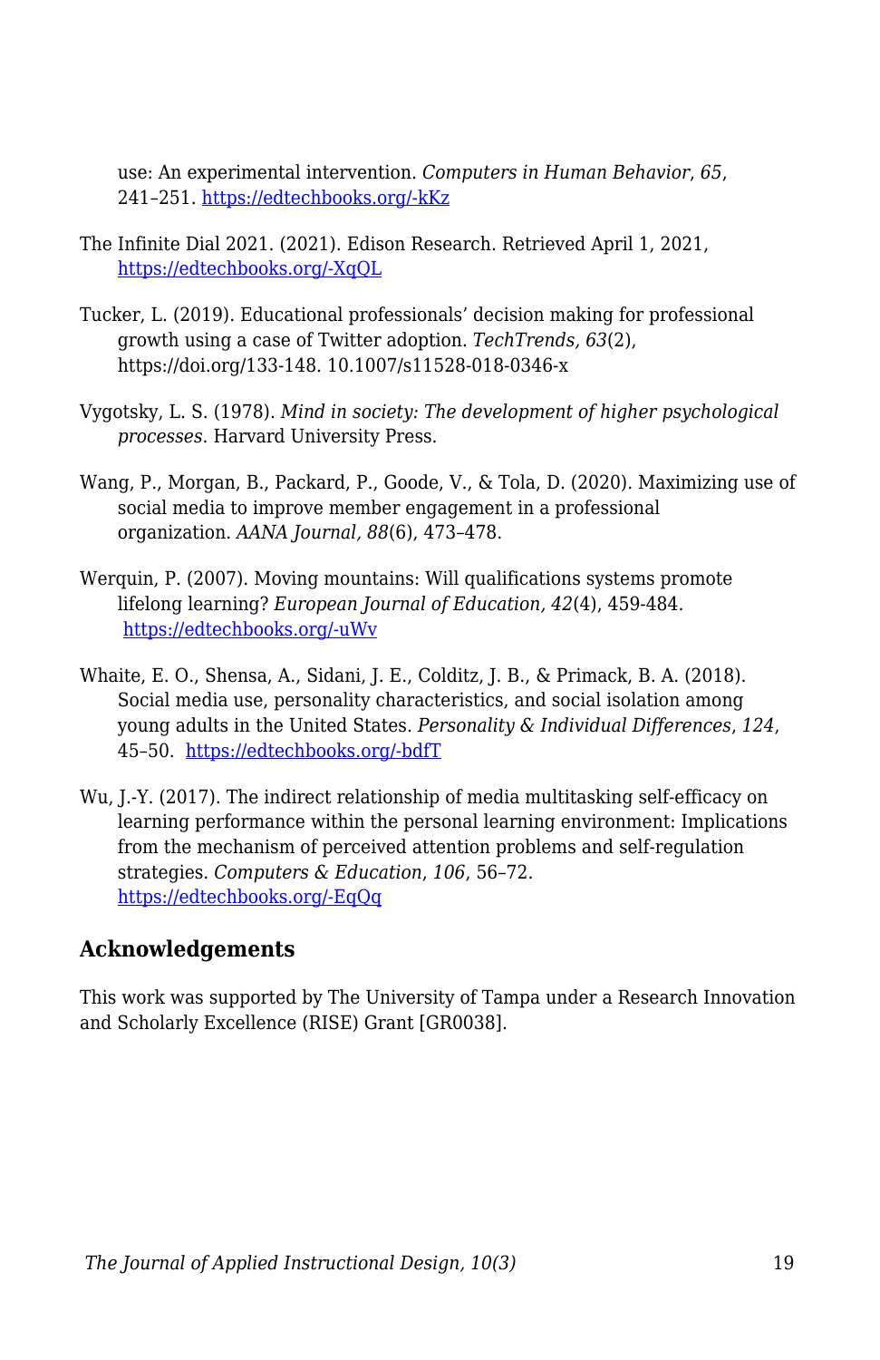use: An experimental intervention. *Computers in Human Behavior*, *65*, 241–251. https://edtechbooks.org/-kKz

The Infinite Dial 2021. (2021). Edison Research. Retrieved April 1, 2021, https://edtechbooks.org/-XqQL

Tucker, L. (2019). Educational professionals' decision making for professional growth using a case of Twitter adoption. *TechTrends, 63*(2), https://doi.org/133-148. 10.1007/s11528-018-0346-x

Vygotsky, L. S. (1978). *Mind in society: The development of higher psychological processes*. Harvard University Press.

Wang, P., Morgan, B., Packard, P., Goode, V., & Tola, D. (2020). Maximizing use of social media to improve member engagement in a professional organization. *AANA Journal, 88*(6), 473–478.

Werquin, P. (2007). Moving mountains: Will qualifications systems promote lifelong learning? *European Journal of Education, 42*(4), 459-484. https://edtechbooks.org/-uWv

Whaite, E. O., Shensa, A., Sidani, J. E., Colditz, J. B., & Primack, B. A. (2018). Social media use, personality characteristics, and social isolation among young adults in the United States. *Personality & Individual Differences*, *124*, 45–50. https://edtechbooks.org/-bdfT

Wu, J.-Y. (2017). The indirect relationship of media multitasking self-efficacy on learning performance within the personal learning environment: Implications from the mechanism of perceived attention problems and self-regulation strategies. *Computers & Education*, *106*, 56–72. https://edtechbooks.org/-EqQq

### Acknowledgements

This work was supported by The University of Tampa under a Research Innovation and Scholarly Excellence (RISE) Grant [GR0038].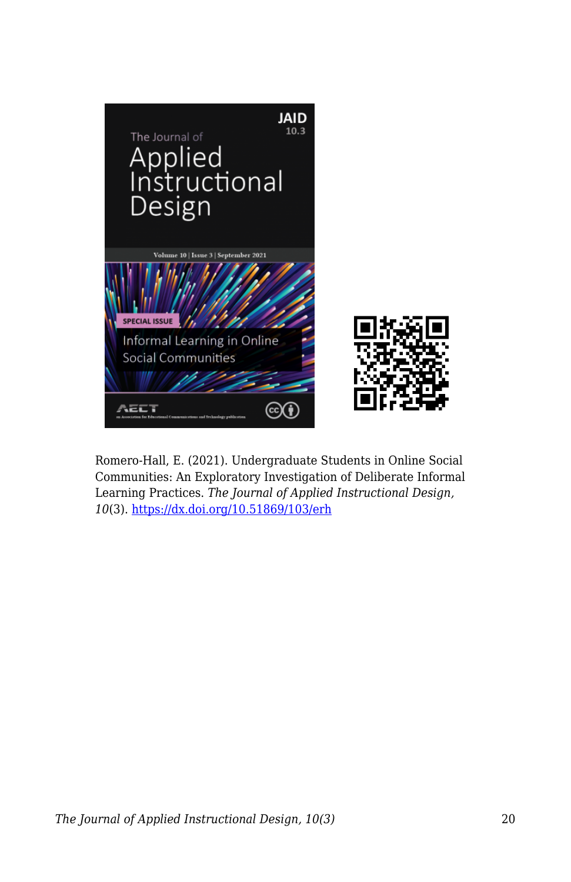Romero-Hall, E. (2021). Undergraduate Students in Online Social Communities: An Exploratory Investigation of Deliberate Informal Learning Practices. *The Journal of Applied Instructional Design, 10*(3). https://dx.doi.org/10.51869/103/erh